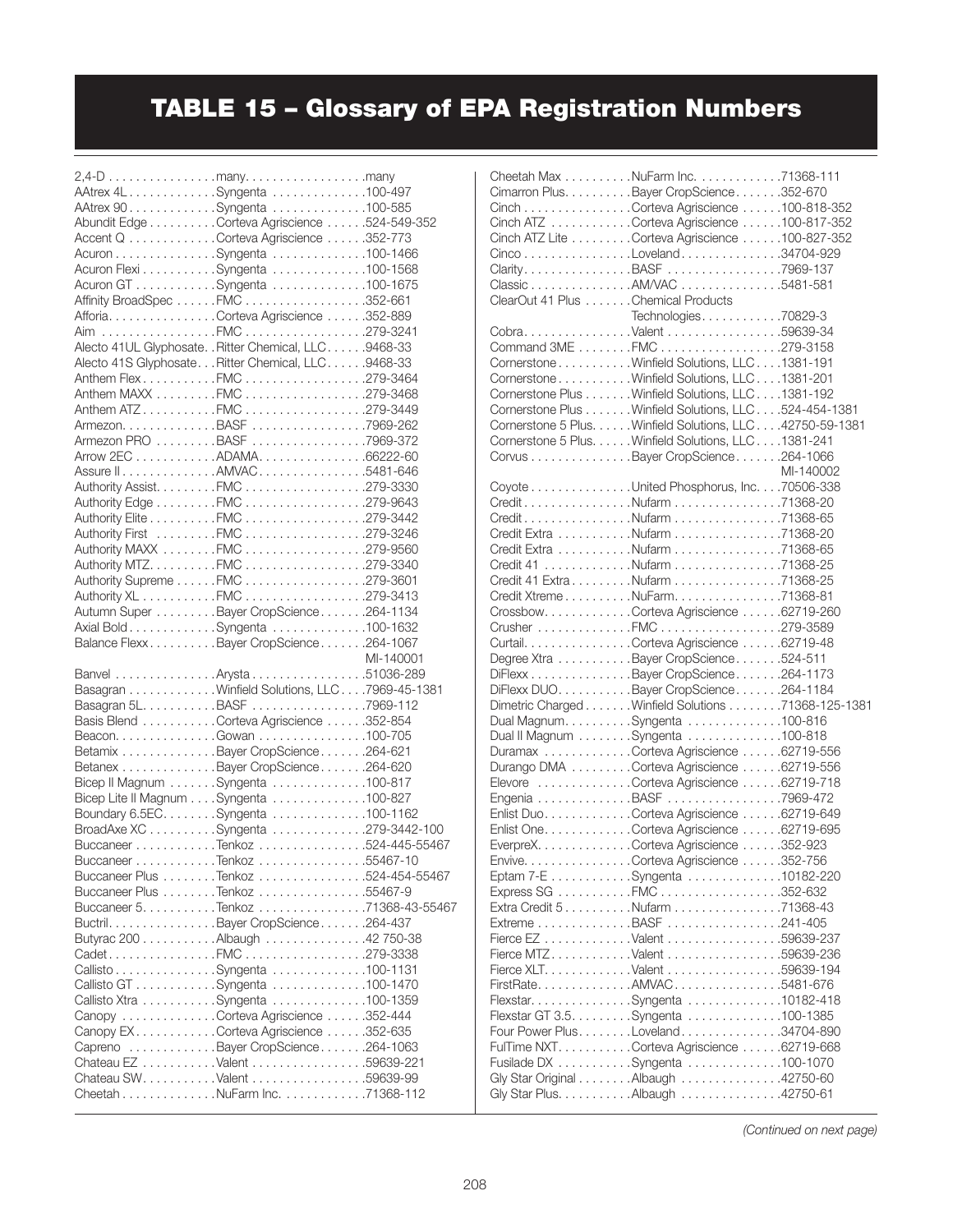# TABLE 15 – Glossary of EPA Registration Numbers

| Product | Company | EPA Reg. No. |
|---|---|---|
| 2,4-D | many | many |
| AAtrex 4L | Syngenta | 100-497 |
| AAtrex 90 | Syngenta | 100-585 |
| Abundit Edge | Corteva Agriscience | 524-549-352 |
| Accent Q | Corteva Agriscience | 352-773 |
| Acuron | Syngenta | 100-1466 |
| Acuron Flexi | Syngenta | 100-1568 |
| Acuron GT | Syngenta | 100-1675 |
| Affinity BroadSpec | FMC | 352-661 |
| Afforia | Corteva Agriscience | 352-889 |
| Aim | FMC | 279-3241 |
| Alecto 41UL Glyphosate | Ritter Chemical, LLC | 9468-33 |
| Alecto 41S Glyphosate | Ritter Chemical, LLC | 9468-33 |
| Anthem Flex | FMC | 279-3464 |
| Anthem MAXX | FMC | 279-3468 |
| Anthem ATZ | FMC | 279-3449 |
| Armezon | BASF | 7969-262 |
| Armezon PRO | BASF | 7969-372 |
| Arrow 2EC | ADAMA | 66222-60 |
| Assure II | AMVAC | 5481-646 |
| Authority Assist | FMC | 279-3330 |
| Authority Edge | FMC | 279-9643 |
| Authority Elite | FMC | 279-3442 |
| Authority First | FMC | 279-3246 |
| Authority MAXX | FMC | 279-9560 |
| Authority MTZ | FMC | 279-3340 |
| Authority Supreme | FMC | 279-3601 |
| Authority XL | FMC | 279-3413 |
| Autumn Super | Bayer CropScience | 264-1134 |
| Axial Bold | Syngenta | 100-1632 |
| Balance Flexx | Bayer CropScience | 264-1067 MI-140001 |
| Banvel | Arysta | 51036-289 |
| Basagran | Winfield Solutions, LLC | 7969-45-1381 |
| Basagran 5L | BASF | 7969-112 |
| Basis Blend | Corteva Agriscience | 352-854 |
| Beacon | Gowan | 100-705 |
| Betamix | Bayer CropScience | 264-621 |
| Betanex | Bayer CropScience | 264-620 |
| Bicep II Magnum | Syngenta | 100-817 |
| Bicep Lite II Magnum | Syngenta | 100-827 |
| Boundary 6.5EC | Syngenta | 100-1162 |
| BroadAxe XC | Syngenta | 279-3442-100 |
| Buccaneer | Tenkoz | 524-445-55467 |
| Buccaneer | Tenkoz | 55467-10 |
| Buccaneer Plus | Tenkoz | 524-454-55467 |
| Buccaneer Plus | Tenkoz | 55467-9 |
| Buccaneer 5 | Tenkoz | 71368-43-55467 |
| Buctril | Bayer CropScience | 264-437 |
| Butyrac 200 | Albaugh | 42 750-38 |
| Cadet | FMC | 279-3338 |
| Callisto | Syngenta | 100-1131 |
| Callisto GT | Syngenta | 100-1470 |
| Callisto Xtra | Syngenta | 100-1359 |
| Canopy | Corteva Agriscience | 352-444 |
| Canopy EX | Corteva Agriscience | 352-635 |
| Capreno | Bayer CropScience | 264-1063 |
| Chateau EZ | Valent | 59639-221 |
| Chateau SW | Valent | 59639-99 |
| Cheetah | NuFarm Inc. | 71368-112 |
| Cheetah Max | NuFarm Inc. | 71368-111 |
| Cimarron Plus | Bayer CropScience | 352-670 |
| Cinch | Corteva Agriscience | 100-818-352 |
| Cinch ATZ | Corteva Agriscience | 100-817-352 |
| Cinch ATZ Lite | Corteva Agriscience | 100-827-352 |
| Cinco | Loveland | 34704-929 |
| Clarity | BASF | 7969-137 |
| Classic | AM/VAC | 5481-581 |
| ClearOut 41 Plus | Chemical Products Technologies | 70829-3 |
| Cobra | Valent | 59639-34 |
| Command 3ME | FMC | 279-3158 |
| Cornerstone | Winfield Solutions, LLC | 1381-191 |
| Cornerstone | Winfield Solutions, LLC | 1381-201 |
| Cornerstone Plus | Winfield Solutions, LLC | 1381-192 |
| Cornerstone Plus | Winfield Solutions, LLC | 524-454-1381 |
| Cornerstone 5 Plus | Winfield Solutions, LLC | 42750-59-1381 |
| Cornerstone 5 Plus | Winfield Solutions, LLC | 1381-241 |
| Corvus | Bayer CropScience | 264-1066 MI-140002 |
| Coyote | United Phosphorus, Inc. | 70506-338 |
| Credit | Nufarm | 71368-20 |
| Credit | Nufarm | 71368-65 |
| Credit Extra | Nufarm | 71368-20 |
| Credit Extra | Nufarm | 71368-65 |
| Credit 41 | Nufarm | 71368-25 |
| Credit 41 Extra | Nufarm | 71368-25 |
| Credit Xtreme | NuFarm | 71368-81 |
| Crossbow | Corteva Agriscience | 62719-260 |
| Crusher | FMC | 279-3589 |
| Curtail | Corteva Agriscience | 62719-48 |
| Degree Xtra | Bayer CropScience | 524-511 |
| DiFlexx | Bayer CropScience | 264-1173 |
| DiFlexx DUO | Bayer CropScience | 264-1184 |
| Dimetric Charged | Winfield Solutions | 71368-125-1381 |
| Dual Magnum | Syngenta | 100-816 |
| Dual II Magnum | Syngenta | 100-818 |
| Duramax | Corteva Agriscience | 62719-556 |
| Durango DMA | Corteva Agriscience | 62719-556 |
| Elevore | Corteva Agriscience | 62719-718 |
| Engenia | BASF | 7969-472 |
| Enlist Duo | Corteva Agriscience | 62719-649 |
| Enlist One | Corteva Agriscience | 62719-695 |
| EverpreX | Corteva Agriscience | 352-923 |
| Envive | Corteva Agriscience | 352-756 |
| Eptam 7-E | Syngenta | 10182-220 |
| Express SG | FMC | 352-632 |
| Extra Credit 5 | Nufarm | 71368-43 |
| Extreme | BASF | 241-405 |
| Fierce EZ | Valent | 59639-237 |
| Fierce MTZ | Valent | 59639-236 |
| Fierce XLT | Valent | 59639-194 |
| FirstRate | AMVAC | 5481-676 |
| Flexstar | Syngenta | 10182-418 |
| Flexstar GT 3.5 | Syngenta | 100-1385 |
| Four Power Plus | Loveland | 34704-890 |
| FulTime NXT | Corteva Agriscience | 62719-668 |
| Fusilade DX | Syngenta | 100-1070 |
| Gly Star Original | Albaugh | 42750-60 |
| Gly Star Plus | Albaugh | 42750-61 |

*(Continued on next page)*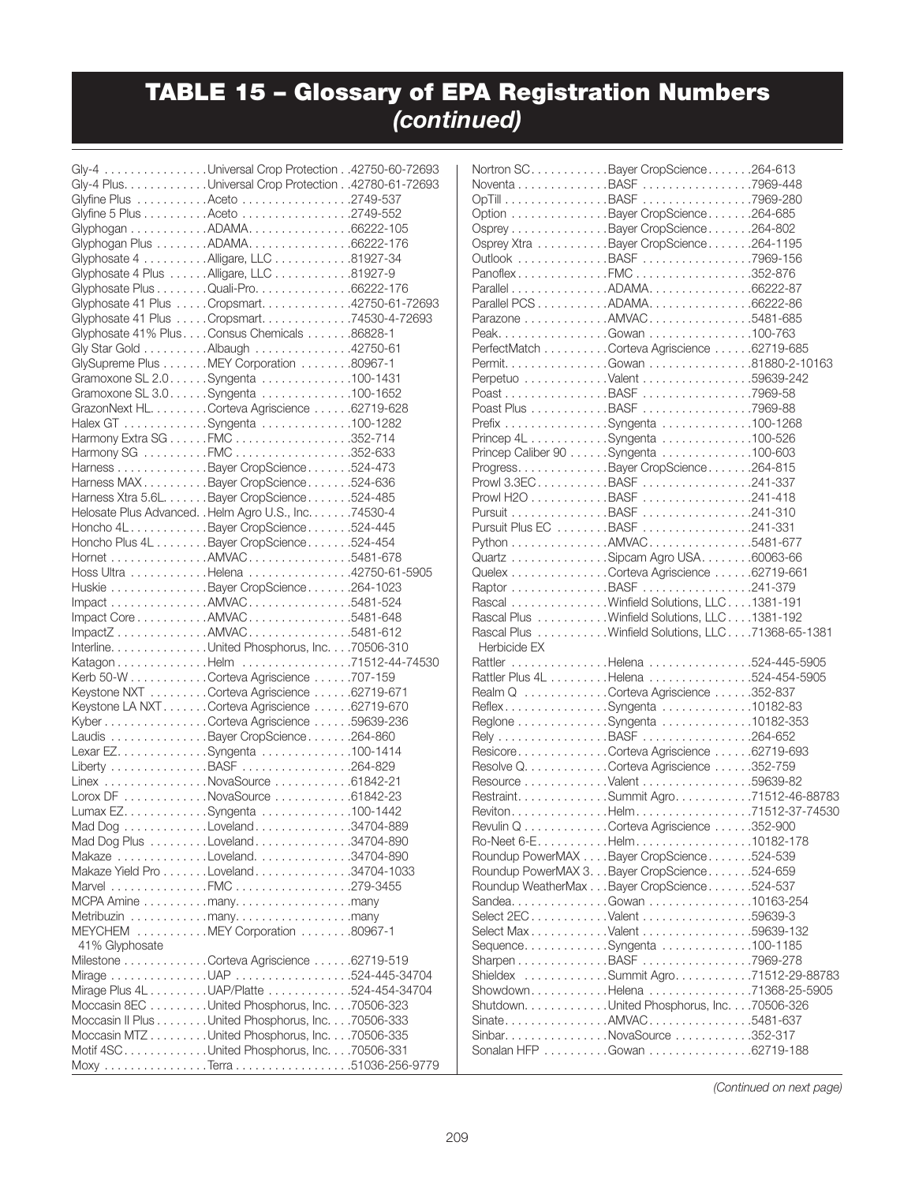# TABLE 15 – Glossary of EPA Registration Numbers *(continued)*

| Product | Company | EPA Reg. No. |
|---|---|---|
| Gly-4 | Universal Crop Protection | 42750-60-72693 |
| Gly-4 Plus | Universal Crop Protection | 42780-61-72693 |
| Glyfine Plus | Aceto | 2749-537 |
| Glyfine 5 Plus | Aceto | 2749-552 |
| Glyphogan | ADAMA | 66222-105 |
| Glyphogan Plus | ADAMA | 66222-176 |
| Glyphosate 4 | Alligare, LLC | 81927-34 |
| Glyphosate 4 Plus | Alligare, LLC | 81927-9 |
| Glyphosate Plus | Quali-Pro | 66222-176 |
| Glyphosate 41 Plus | Cropsmart | 42750-61-72693 |
| Glyphosate 41 Plus | Cropsmart | 74530-4-72693 |
| Glyphosate 41% Plus | Consus Chemicals | 86828-1 |
| Gly Star Gold | Albaugh | 42750-61 |
| GlySupreme Plus | MEY Corporation | 80967-1 |
| Gramoxone SL 2.0 | Syngenta | 100-1431 |
| Gramoxone SL 3.0 | Syngenta | 100-1652 |
| GrazonNext HL | Corteva Agriscience | 62719-628 |
| Halex GT | Syngenta | 100-1282 |
| Harmony Extra SG | FMC | 352-714 |
| Harmony SG | FMC | 352-633 |
| Harness | Bayer CropScience | 524-473 |
| Harness MAX | Bayer CropScience | 524-636 |
| Harness Xtra 5.6L | Bayer CropScience | 524-485 |
| Helosate Plus Advanced | Helm Agro U.S., Inc. | 74530-4 |
| Honcho 4L | Bayer CropScience | 524-445 |
| Honcho Plus 4L | Bayer CropScience | 524-454 |
| Hornet | AMVAC | 5481-678 |
| Hoss Ultra | Helena | 42750-61-5905 |
| Huskie | Bayer CropScience | 264-1023 |
| Impact | AMVAC | 5481-524 |
| Impact Core | AMVAC | 5481-648 |
| ImpactZ | AMVAC | 5481-612 |
| Interline | United Phosphorus, Inc. | 70506-310 |
| Katagon | Helm | 71512-44-74530 |
| Kerb 50-W | Corteva Agriscience | 707-159 |
| Keystone NXT | Corteva Agriscience | 62719-671 |
| Keystone LA NXT | Corteva Agriscience | 62719-670 |
| Kyber | Corteva Agriscience | 59639-236 |
| Laudis | Bayer CropScience | 264-860 |
| Lexar EZ | Syngenta | 100-1414 |
| Liberty | BASF | 264-829 |
| Linex | NovaSource | 61842-21 |
| Lorox DF | NovaSource | 61842-23 |
| Lumax EZ | Syngenta | 100-1442 |
| Mad Dog | Loveland | 34704-889 |
| Mad Dog Plus | Loveland | 34704-890 |
| Makaze | Loveland | 34704-890 |
| Makaze Yield Pro | Loveland | 34704-1033 |
| Marvel | FMC | 279-3455 |
| MCPA Amine | many | many |
| Metribuzin | many | many |
| MEYCHEM 41% Glyphosate | MEY Corporation | 80967-1 |
| Milestone | Corteva Agriscience | 62719-519 |
| Mirage | UAP | 524-445-34704 |
| Mirage Plus 4L | UAP/Platte | 524-454-34704 |
| Moccasin 8EC | United Phosphorus, Inc. | 70506-323 |
| Moccasin II Plus | United Phosphorus, Inc. | 70506-333 |
| Moccasin MTZ | United Phosphorus, Inc. | 70506-335 |
| Motif 4SC | United Phosphorus, Inc. | 70506-331 |
| Moxy | Terra | 51036-256-9779 |
| Nortron SC | Bayer CropScience | 264-613 |
| Noventa | BASF | 7969-448 |
| OpTill | BASF | 7969-280 |
| Option | Bayer CropScience | 264-685 |
| Osprey | Bayer CropScience | 264-802 |
| Osprey Xtra | Bayer CropScience | 264-1195 |
| Outlook | BASF | 7969-156 |
| Panoflex | FMC | 352-876 |
| Parallel | ADAMA | 66222-87 |
| Parallel PCS | ADAMA | 66222-86 |
| Parazone | AMVAC | 5481-685 |
| Peak | Gowan | 100-763 |
| PerfectMatch | Corteva Agriscience | 62719-685 |
| Permit | Gowan | 81880-2-10163 |
| Perpetuo | Valent | 59639-242 |
| Poast | BASF | 7969-58 |
| Poast Plus | BASF | 7969-88 |
| Prefix | Syngenta | 100-1268 |
| Princep 4L | Syngenta | 100-526 |
| Princep Caliber 90 | Syngenta | 100-603 |
| Progress | Bayer CropScience | 264-815 |
| Prowl 3.3EC | BASF | 241-337 |
| Prowl H2O | BASF | 241-418 |
| Pursuit | BASF | 241-310 |
| Pursuit Plus EC | BASF | 241-331 |
| Python | AMVAC | 5481-677 |
| Quartz | Sipcam Agro USA | 60063-66 |
| Quelex | Corteva Agriscience | 62719-661 |
| Raptor | BASF | 241-379 |
| Rascal | Winfield Solutions, LLC | 1381-191 |
| Rascal Plus | Winfield Solutions, LLC | 1381-192 |
| Rascal Plus Herbicide EX | Winfield Solutions, LLC | 71368-65-1381 |
| Rattler | Helena | 524-445-5905 |
| Rattler Plus 4L | Helena | 524-454-5905 |
| Realm Q | Corteva Agriscience | 352-837 |
| Reflex | Syngenta | 10182-83 |
| Reglone | Syngenta | 10182-353 |
| Rely | BASF | 264-652 |
| Resicore | Corteva Agriscience | 62719-693 |
| Resolve Q | Corteva Agriscience | 352-759 |
| Resource | Valent | 59639-82 |
| Restraint | Summit Agro | 71512-46-88783 |
| Reviton | Helm | 71512-37-74530 |
| Revulin Q | Corteva Agriscience | 352-900 |
| Ro-Neet 6-E | Helm | 10182-178 |
| Roundup PowerMAX | Bayer CropScience | 524-539 |
| Roundup PowerMAX 3 | Bayer CropScience | 524-659 |
| Roundup WeatherMax | Bayer CropScience | 524-537 |
| Sandea | Gowan | 10163-254 |
| Select 2EC | Valent | 59639-3 |
| Select Max | Valent | 59639-132 |
| Sequence | Syngenta | 100-1185 |
| Sharpen | BASF | 7969-278 |
| Shieldex | Summit Agro | 71512-29-88783 |
| Showdown | Helena | 71368-25-5905 |
| Shutdown | United Phosphorus, Inc. | 70506-326 |
| Sinate | AMVAC | 5481-637 |
| Sinbar | NovaSource | 352-317 |
| Sonalan HFP | Gowan | 62719-188 |

*(Continued on next page)*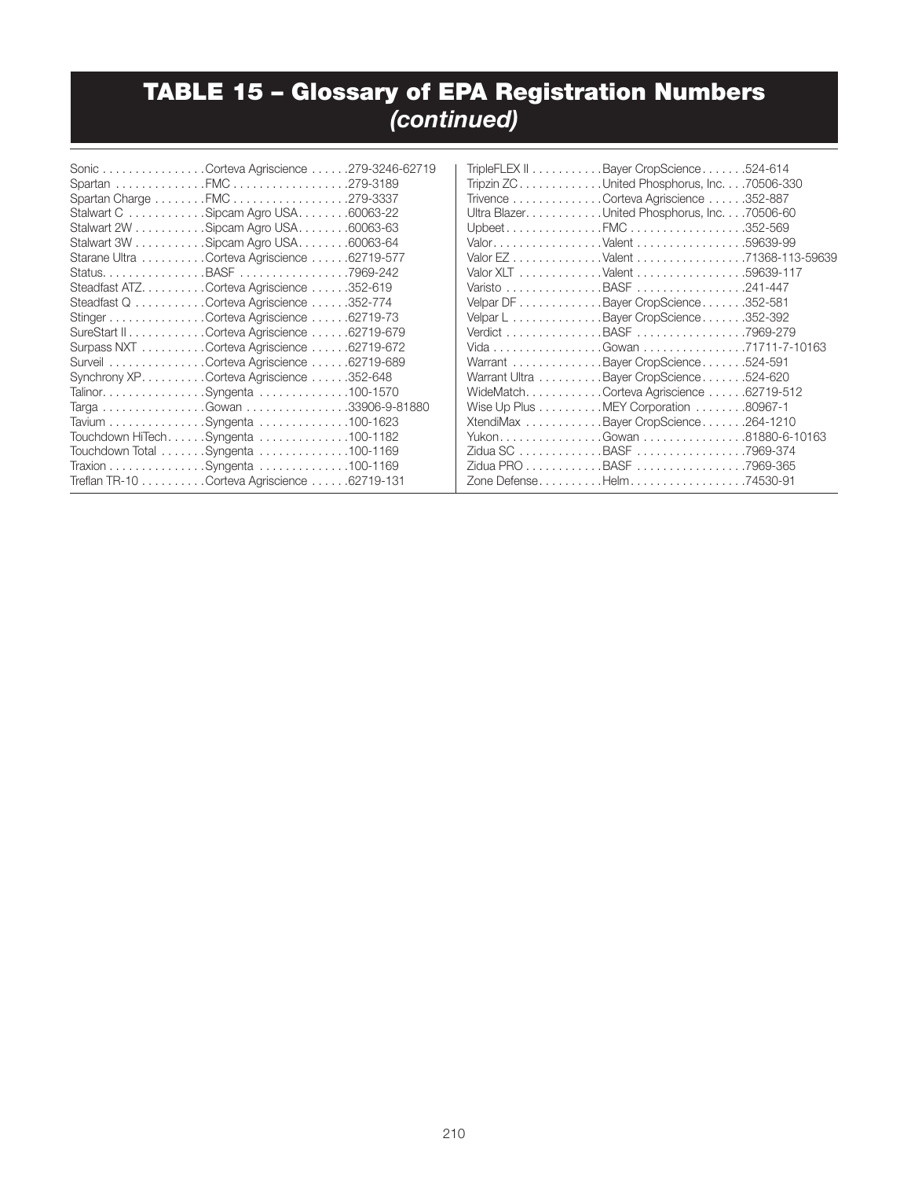# TABLE 15 – Glossary of EPA Registration Numbers *(continued)*

| | | |
|---|---|---|
| Sonic | Corteva Agriscience | 279-3246-62719 |
| Spartan | FMC | 279-3189 |
| Spartan Charge | FMC | 279-3337 |
| Stalwart C | Sipcam Agro USA | 60063-22 |
| Stalwart 2W | Sipcam Agro USA | 60063-63 |
| Stalwart 3W | Sipcam Agro USA | 60063-64 |
| Starane Ultra | Corteva Agriscience | 62719-577 |
| Status | BASF | 7969-242 |
| Steadfast ATZ | Corteva Agriscience | 352-619 |
| Steadfast Q | Corteva Agriscience | 352-774 |
| Stinger | Corteva Agriscience | 62719-73 |
| SureStart II | Corteva Agriscience | 62719-679 |
| Surpass NXT | Corteva Agriscience | 62719-672 |
| Surveil | Corteva Agriscience | 62719-689 |
| Synchrony XP | Corteva Agriscience | 352-648 |
| Talinor | Syngenta | 100-1570 |
| Targa | Gowan | 33906-9-81880 |
| Tavium | Syngenta | 100-1623 |
| Touchdown HiTech | Syngenta | 100-1182 |
| Touchdown Total | Syngenta | 100-1169 |
| Traxion | Syngenta | 100-1169 |
| Treflan TR-10 | Corteva Agriscience | 62719-131 |
| TripleFLEX II | Bayer CropScience | 524-614 |
| Tripzin ZC | United Phosphorus, Inc. | 70506-330 |
| Trivence | Corteva Agriscience | 352-887 |
| Ultra Blazer | United Phosphorus, Inc. | 70506-60 |
| Upbeet | FMC | 352-569 |
| Valor | Valent | 59639-99 |
| Valor EZ | Valent | 71368-113-59639 |
| Valor XLT | Valent | 59639-117 |
| Varisto | BASF | 241-447 |
| Velpar DF | Bayer CropScience | 352-581 |
| Velpar L | Bayer CropScience | 352-392 |
| Verdict | BASF | 7969-279 |
| Vida | Gowan | 71711-7-10163 |
| Warrant | Bayer CropScience | 524-591 |
| Warrant Ultra | Bayer CropScience | 524-620 |
| WideMatch | Corteva Agriscience | 62719-512 |
| Wise Up Plus | MEY Corporation | 80967-1 |
| XtendiMax | Bayer CropScience | 264-1210 |
| Yukon | Gowan | 81880-6-10163 |
| Zidua SC | BASF | 7969-374 |
| Zidua PRO | BASF | 7969-365 |
| Zone Defense | Helm | 74530-91 |